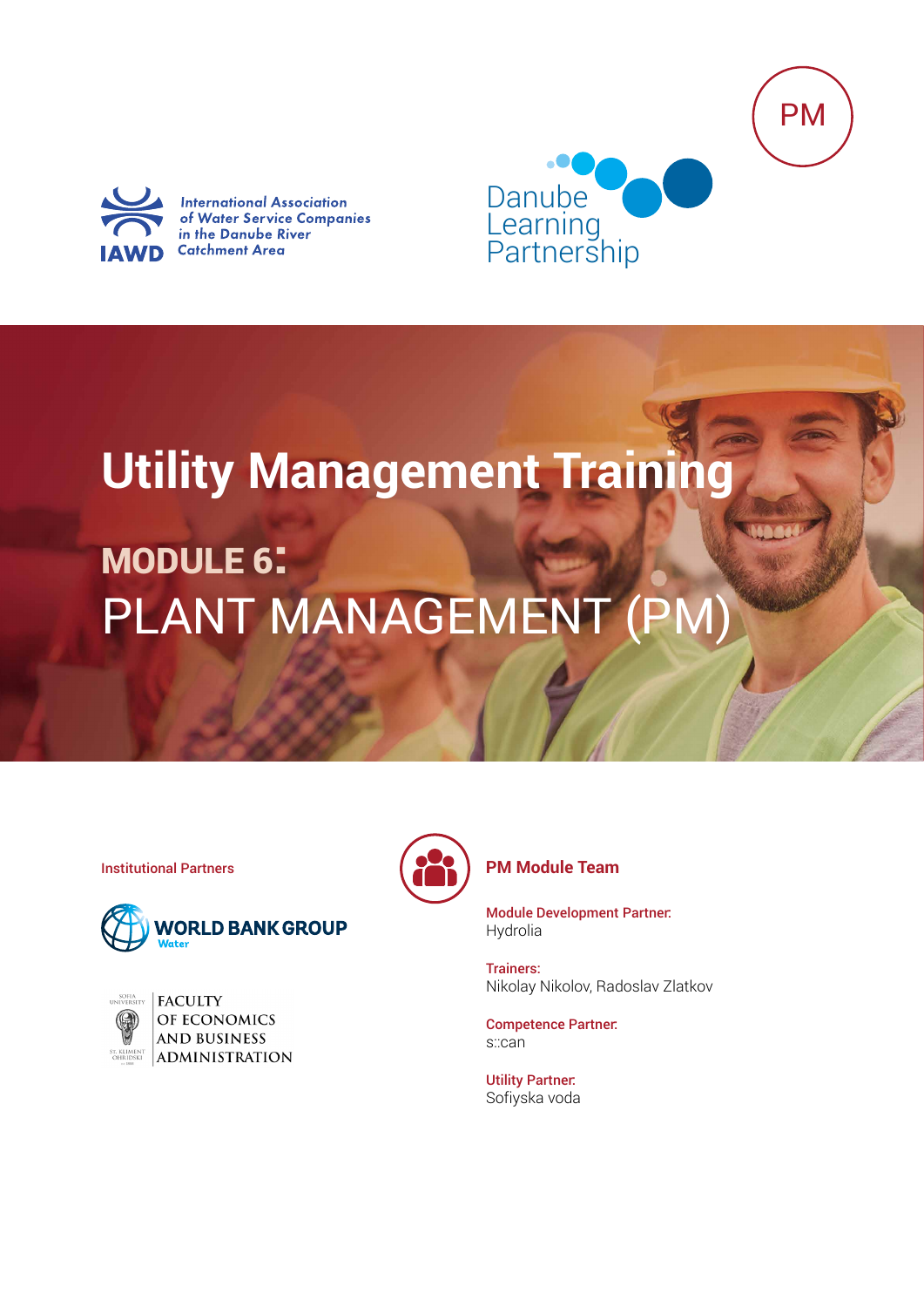PM

International Association of Water Service Companies in the Danube River Catchment Area

IAWD

Danube Learning Partnership

# Utility Management Training

## MODULE 6:

## PLANT MANAGEMENT (PM)

Institutional Partners

WORLD BANK GROUP Water

Sofia University St. Kliment Ohridski – Faculty of Economics and Business Administration

### PM Module Team

**Module Development Partner:**
Hydrolia

**Trainers:**
Nikolay Nikolov, Radoslav Zlatkov

**Competence Partner:**
s::can

**Utility Partner:**
Sofiyska voda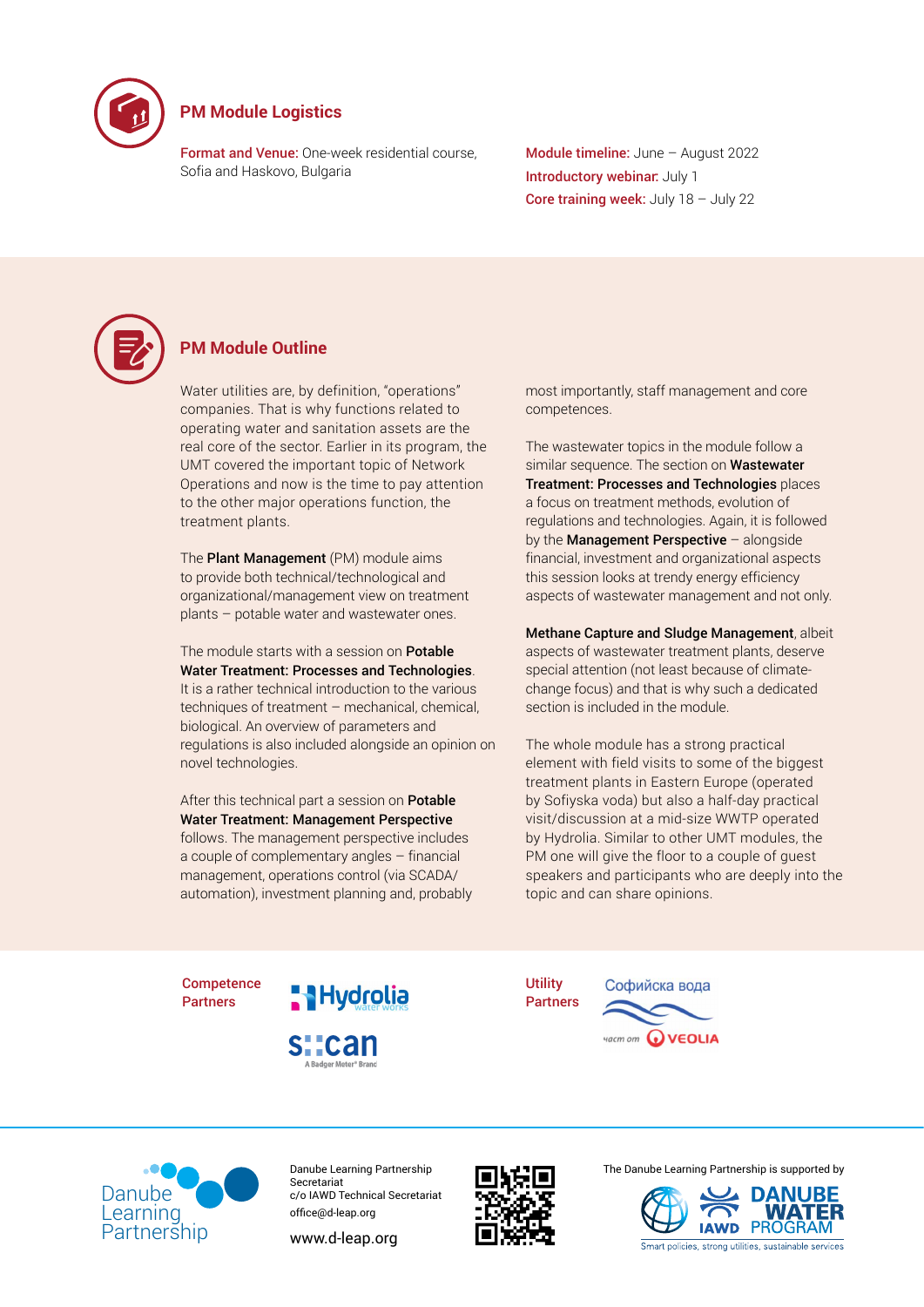## PM Module Logistics

**Format and Venue:** One-week residential course, Sofia and Haskovo, Bulgaria

**Module timeline:** June – August 2022
**Introductory webinar:** July 1
**Core training week:** July 18 – July 22

## PM Module Outline

Water utilities are, by definition, "operations" companies. That is why functions related to operating water and sanitation assets are the real core of the sector. Earlier in its program, the UMT covered the important topic of Network Operations and now is the time to pay attention to the other major operations function, the treatment plants.

The **Plant Management** (PM) module aims to provide both technical/technological and organizational/management view on treatment plants – potable water and wastewater ones.

The module starts with a session on **Potable Water Treatment: Processes and Technologies**. It is a rather technical introduction to the various techniques of treatment – mechanical, chemical, biological. An overview of parameters and regulations is also included alongside an opinion on novel technologies.

After this technical part a session on **Potable Water Treatment: Management Perspective** follows. The management perspective includes a couple of complementary angles – financial management, operations control (via SCADA/automation), investment planning and, probably most importantly, staff management and core competences.

The wastewater topics in the module follow a similar sequence. The section on **Wastewater Treatment: Processes and Technologies** places a focus on treatment methods, evolution of regulations and technologies. Again, it is followed by the **Management Perspective** – alongside financial, investment and organizational aspects this session looks at trendy energy efficiency aspects of wastewater management and not only.

**Methane Capture and Sludge Management**, albeit aspects of wastewater treatment plants, deserve special attention (not least because of climate-change focus) and that is why such a dedicated section is included in the module.

The whole module has a strong practical element with field visits to some of the biggest treatment plants in Eastern Europe (operated by Sofiyska voda) but also a half-day practical visit/discussion at a mid-size WWTP operated by Hydrolia. Similar to other UMT modules, the PM one will give the floor to a couple of guest speakers and participants who are deeply into the topic and can share opinions.

**Competence Partners**

Hydrolia water works

s::can A Badger Meter® Brand

**Utility Partners**

Софийска вода

част от VEOLIA

Danube Learning Partnership

Danube Learning Partnership Secretariat
c/o IAWD Technical Secretariat
office@d-leap.org

www.d-leap.org

The Danube Learning Partnership is supported by

IAWD DANUBE WATER PROGRAM

Smart policies, strong utilities, sustainable services